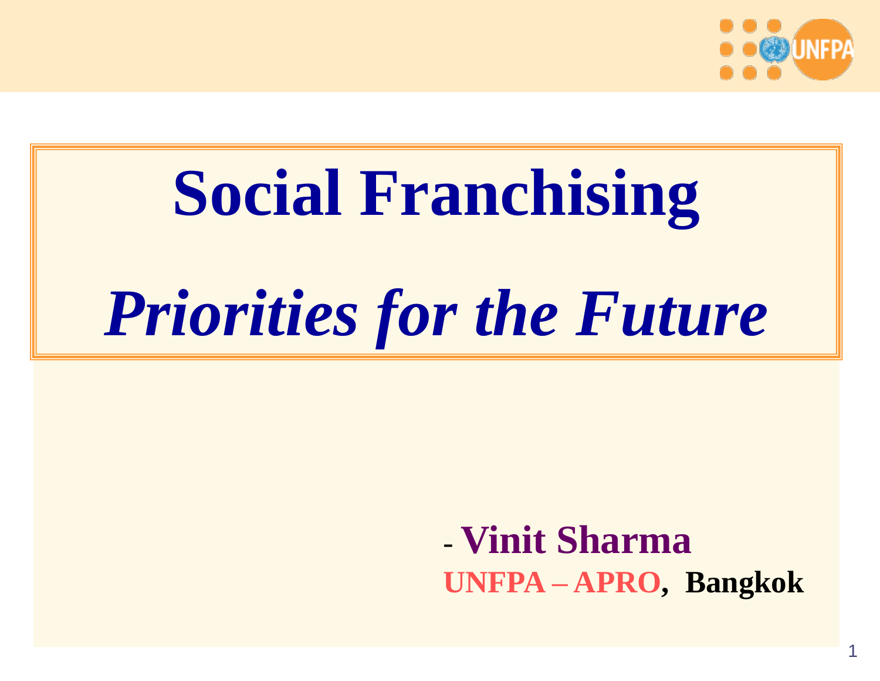# Social Franchising

## *Priorities for the Future*

- **Vinit Sharma**

**UNFPA – APRO, Bangkok**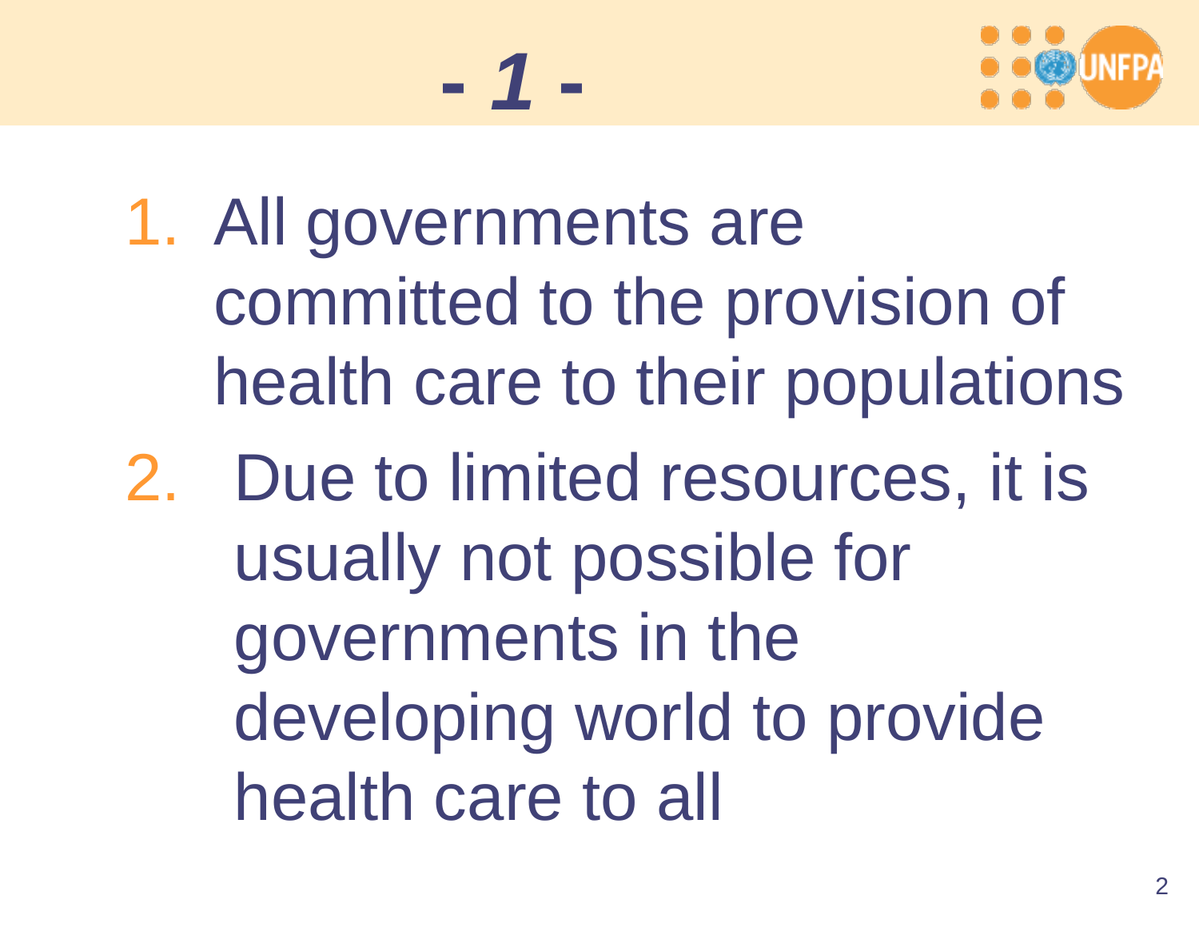# - *1* -

1. All governments are committed to the provision of health care to their populations
2. Due to limited resources, it is usually not possible for governments in the developing world to provide health care to all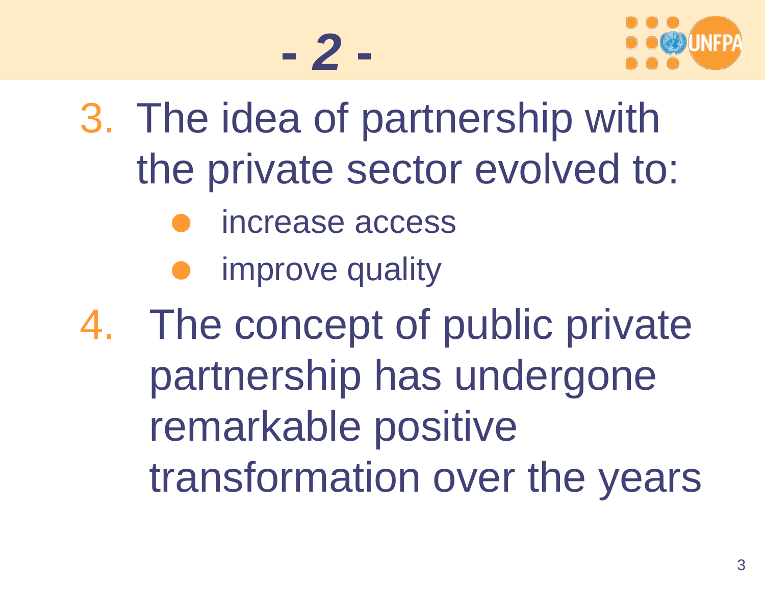# - 2 -

3. The idea of partnership with the private sector evolved to:
   - increase access
   - improve quality
4. The concept of public private partnership has undergone remarkable positive transformation over the years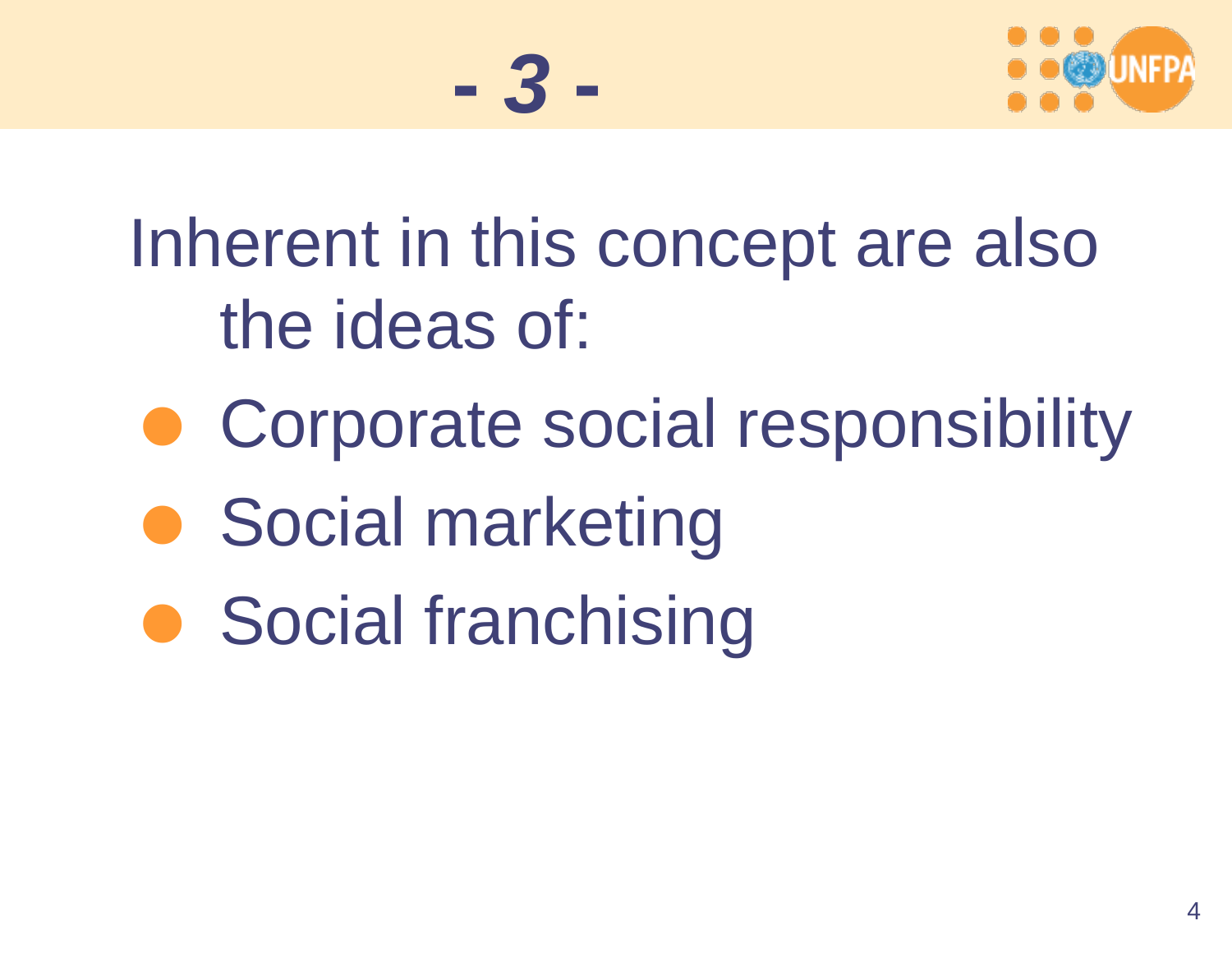# - 3 -

Inherent in this concept are also the ideas of:

- Corporate social responsibility
- Social marketing
- Social franchising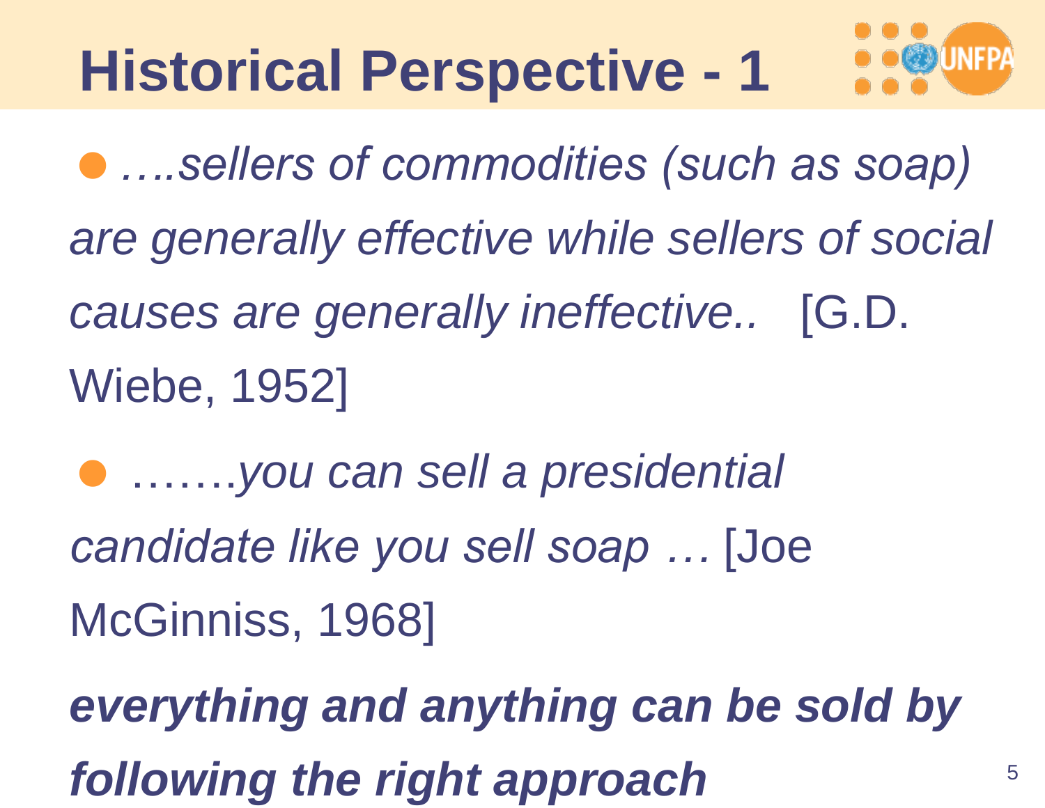# Historical Perspective - 1

- *….sellers of commodities (such as soap) are generally effective while sellers of social causes are generally ineffective..* [G.D. Wiebe, 1952]
- *…….you can sell a presidential candidate like you sell soap …* [Joe McGinniss, 1968]

***everything and anything can be sold by following the right approach***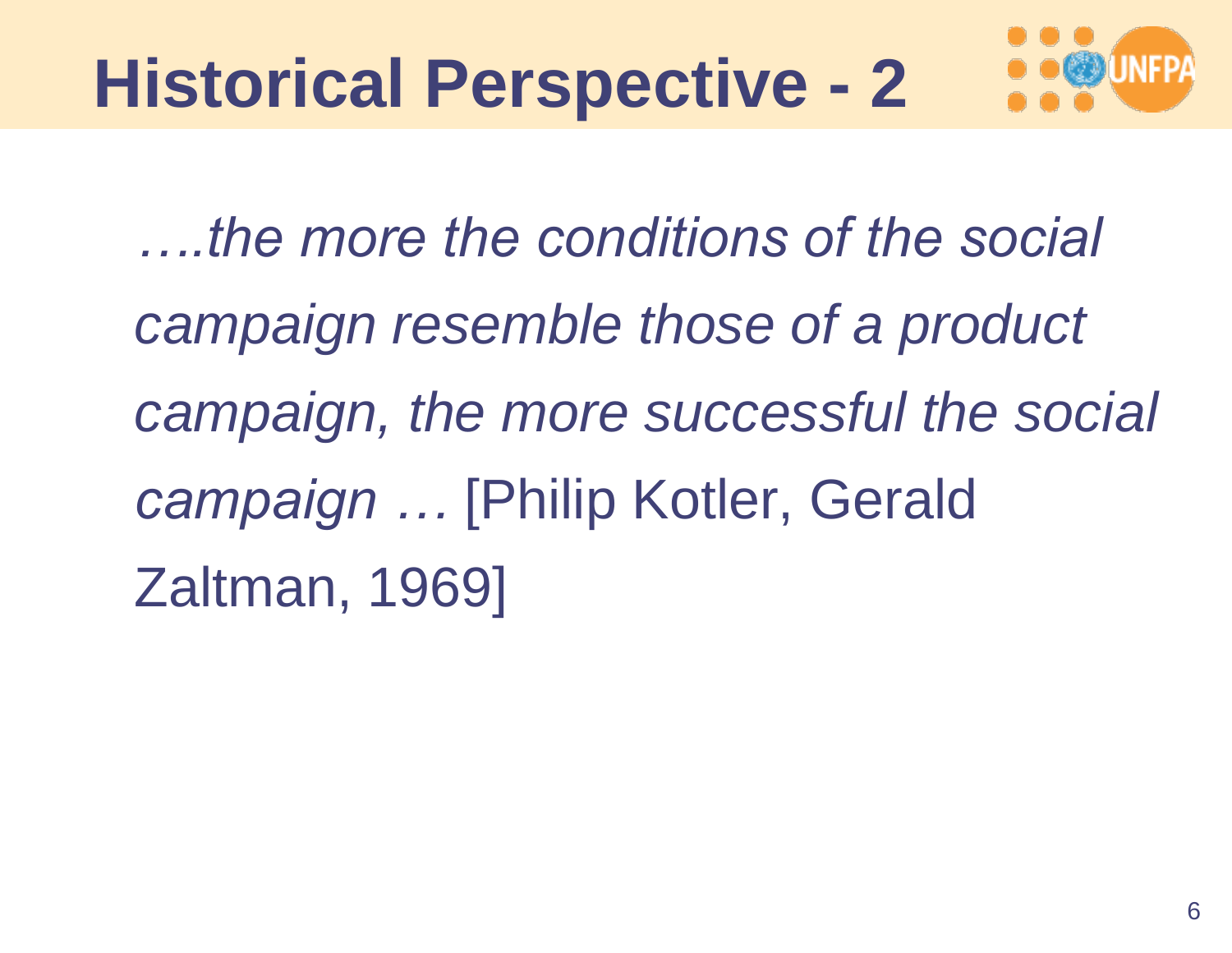# Historical Perspective - 2

*….the more the conditions of the social campaign resemble those of a product campaign, the more successful the social campaign …* [Philip Kotler, Gerald Zaltman, 1969]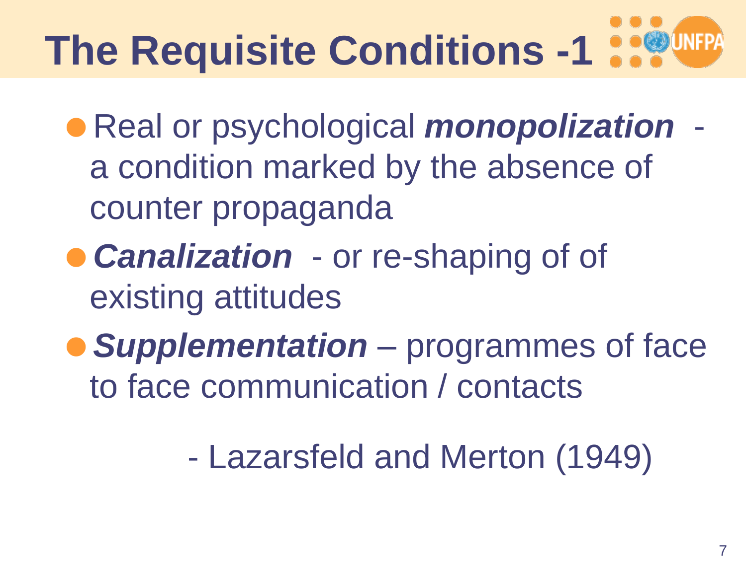# The Requisite Conditions -1

- Real or psychological ***monopolization*** - a condition marked by the absence of counter propaganda
- ***Canalization*** - or re-shaping of of existing attitudes
- ***Supplementation*** – programmes of face to face communication / contacts

- Lazarsfeld and Merton (1949)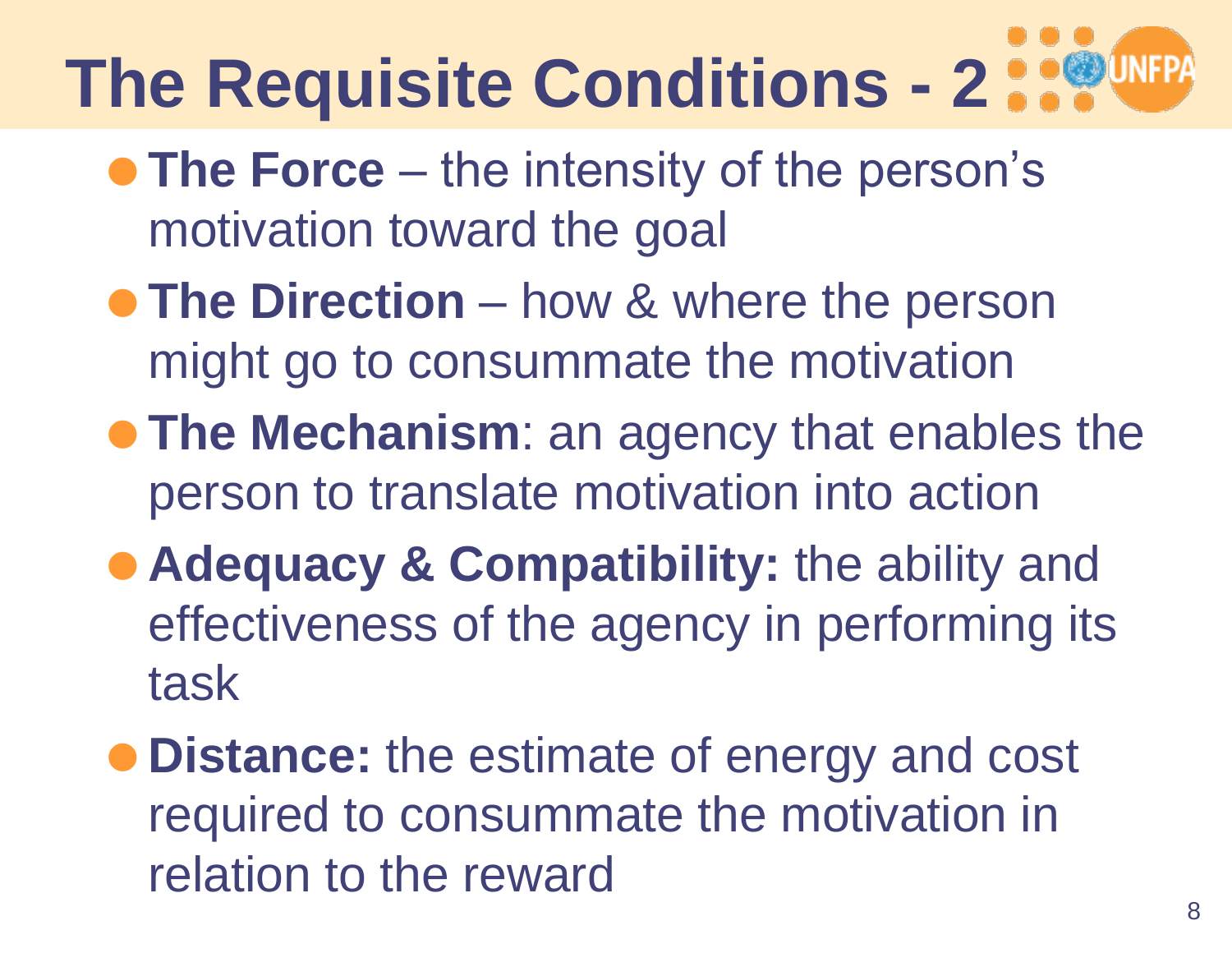# The Requisite Conditions - 2

- **The Force** – the intensity of the person's motivation toward the goal
- **The Direction** – how & where the person might go to consummate the motivation
- **The Mechanism**: an agency that enables the person to translate motivation into action
- **Adequacy & Compatibility:** the ability and effectiveness of the agency in performing its task
- **Distance:** the estimate of energy and cost required to consummate the motivation in relation to the reward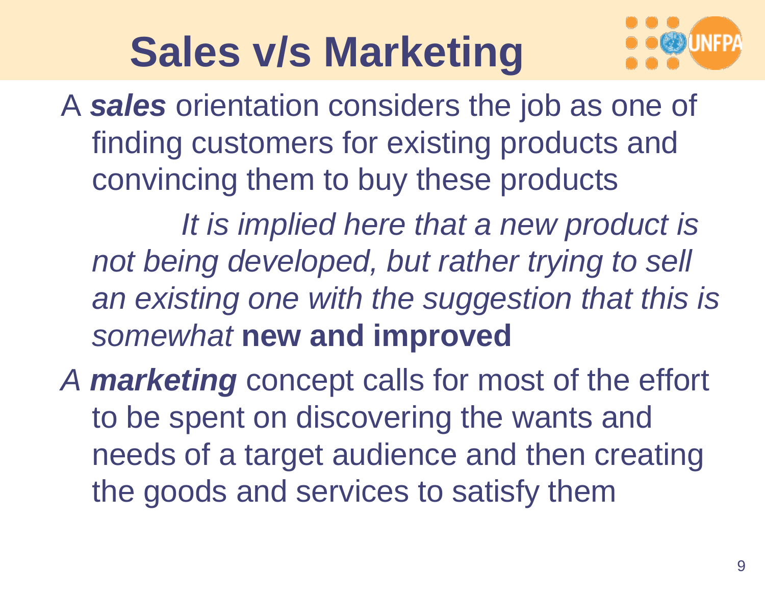# Sales v/s Marketing

A ***sales*** orientation considers the job as one of finding customers for existing products and convincing them to buy these products

*It is implied here that a new product is not being developed, but rather trying to sell an existing one with the suggestion that this is somewhat* **new and improved**

*A* ***marketing*** concept calls for most of the effort to be spent on discovering the wants and needs of a target audience and then creating the goods and services to satisfy them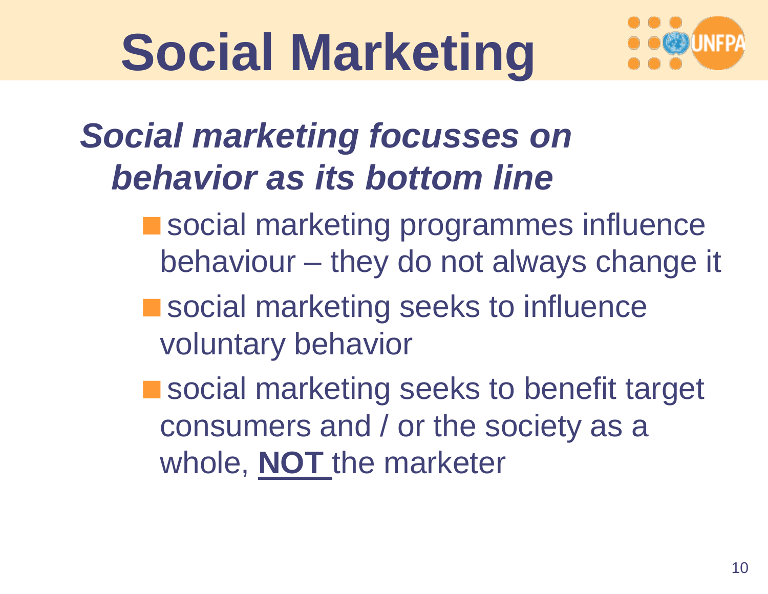# Social Marketing

***Social marketing focusses on behavior as its bottom line***

- social marketing programmes influence behaviour – they do not always change it
- social marketing seeks to influence voluntary behavior
- social marketing seeks to benefit target consumers and / or the society as a whole, **NOT** the marketer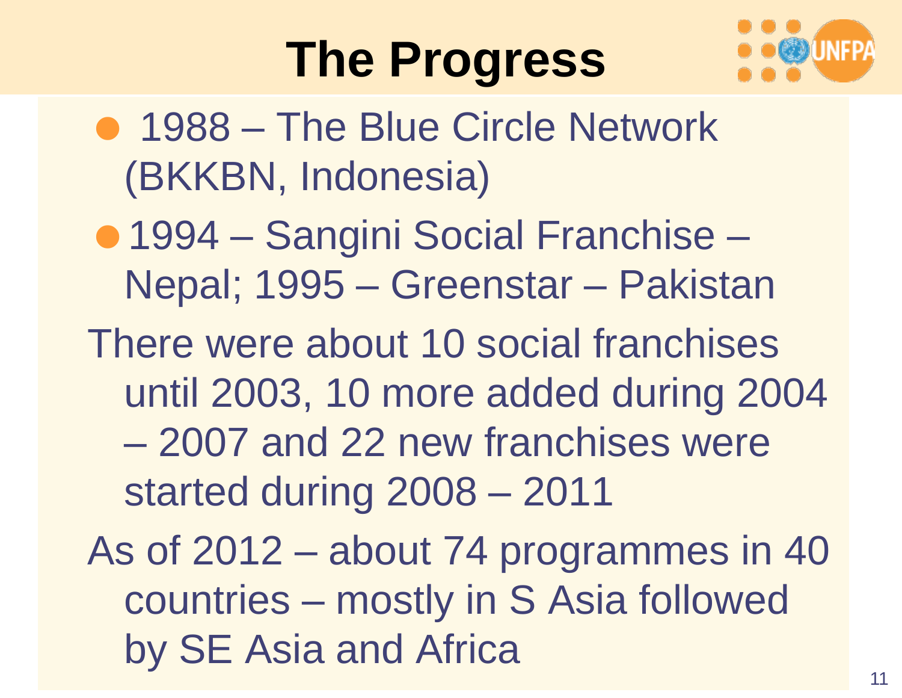# The Progress

- 1988 – The Blue Circle Network (BKKBN, Indonesia)
- 1994 – Sangini Social Franchise – Nepal; 1995 – Greenstar – Pakistan

There were about 10 social franchises until 2003, 10 more added during 2004 – 2007 and 22 new franchises were started during 2008 – 2011

As of 2012 – about 74 programmes in 40 countries – mostly in S Asia followed by SE Asia and Africa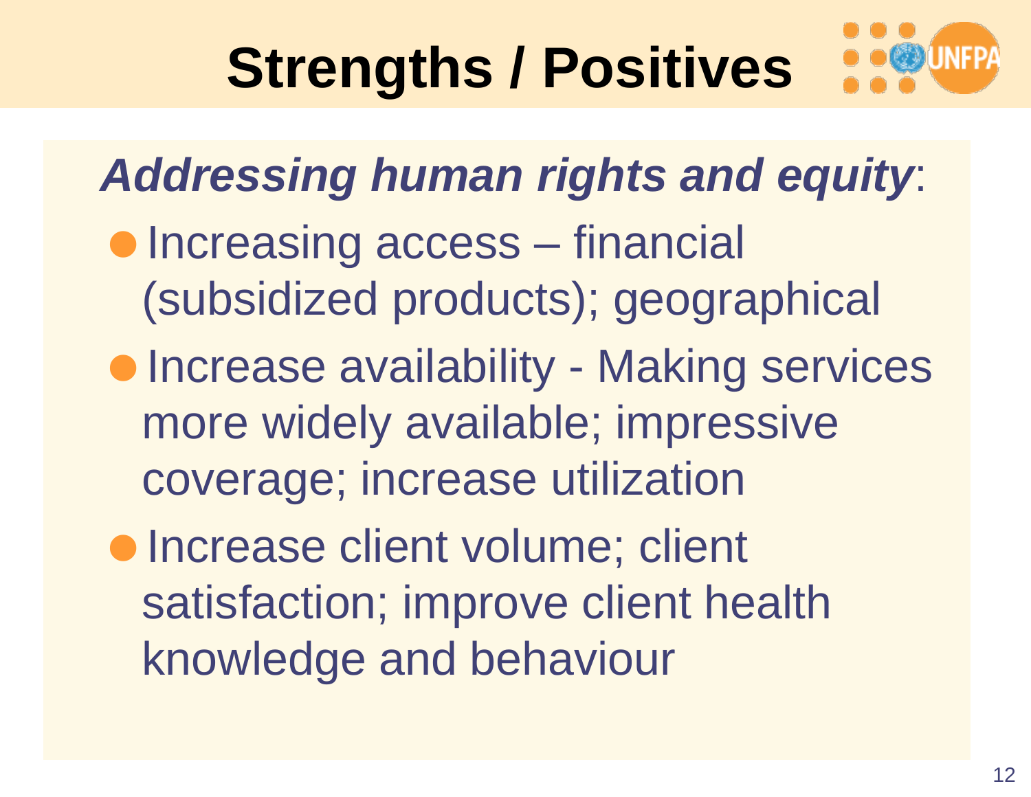# Strengths / Positives

***Addressing human rights and equity***:

- Increasing access – financial (subsidized products); geographical
- Increase availability - Making services more widely available; impressive coverage; increase utilization
- Increase client volume; client satisfaction; improve client health knowledge and behaviour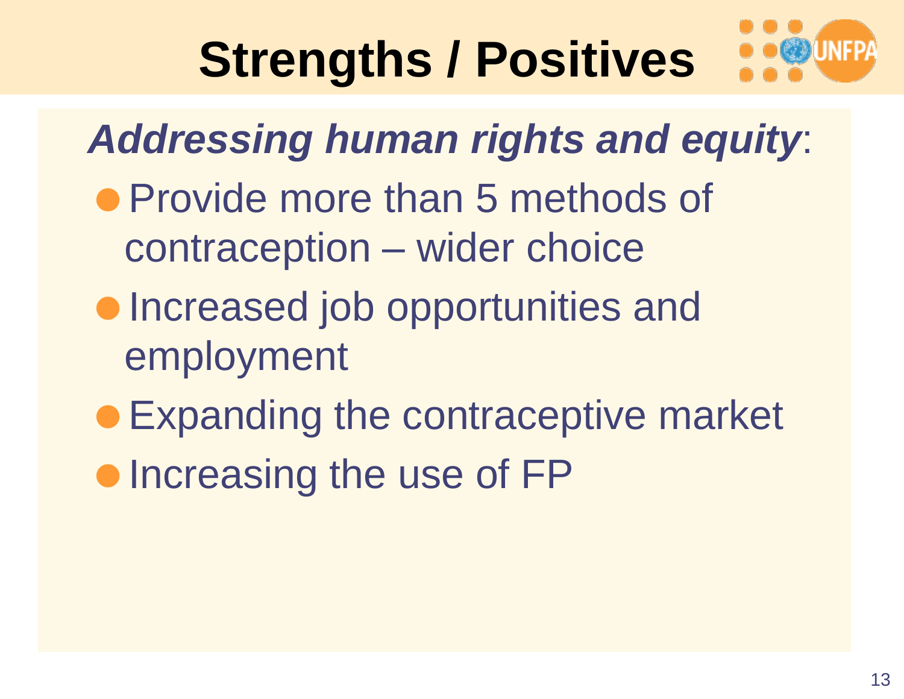# Strengths / Positives

***Addressing human rights and equity***:

- Provide more than 5 methods of contraception – wider choice
- Increased job opportunities and employment
- Expanding the contraceptive market
- Increasing the use of FP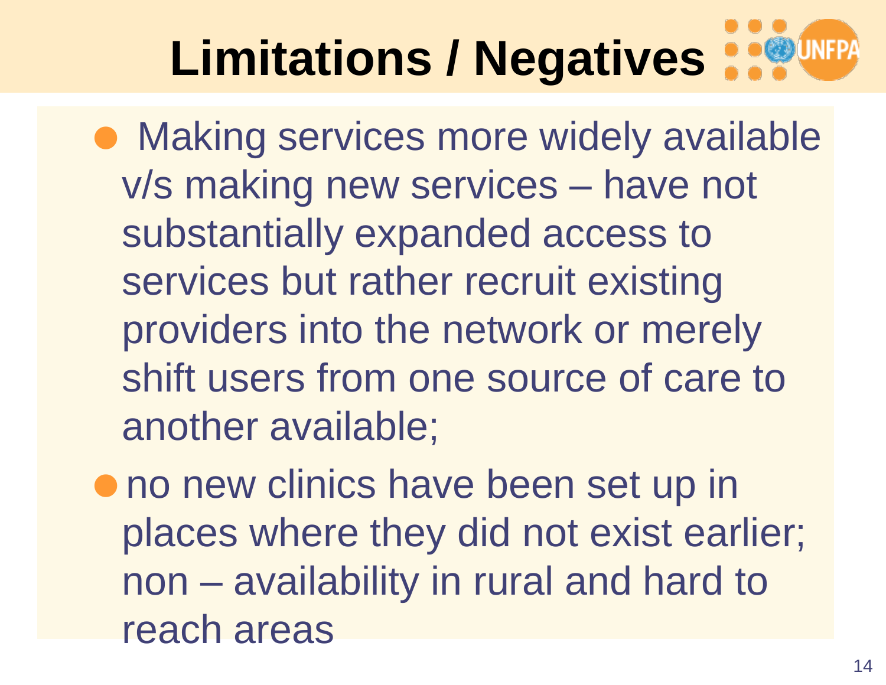# Limitations / Negatives

- Making services more widely available v/s making new services – have not substantially expanded access to services but rather recruit existing providers into the network or merely shift users from one source of care to another available;
- no new clinics have been set up in places where they did not exist earlier; non – availability in rural and hard to reach areas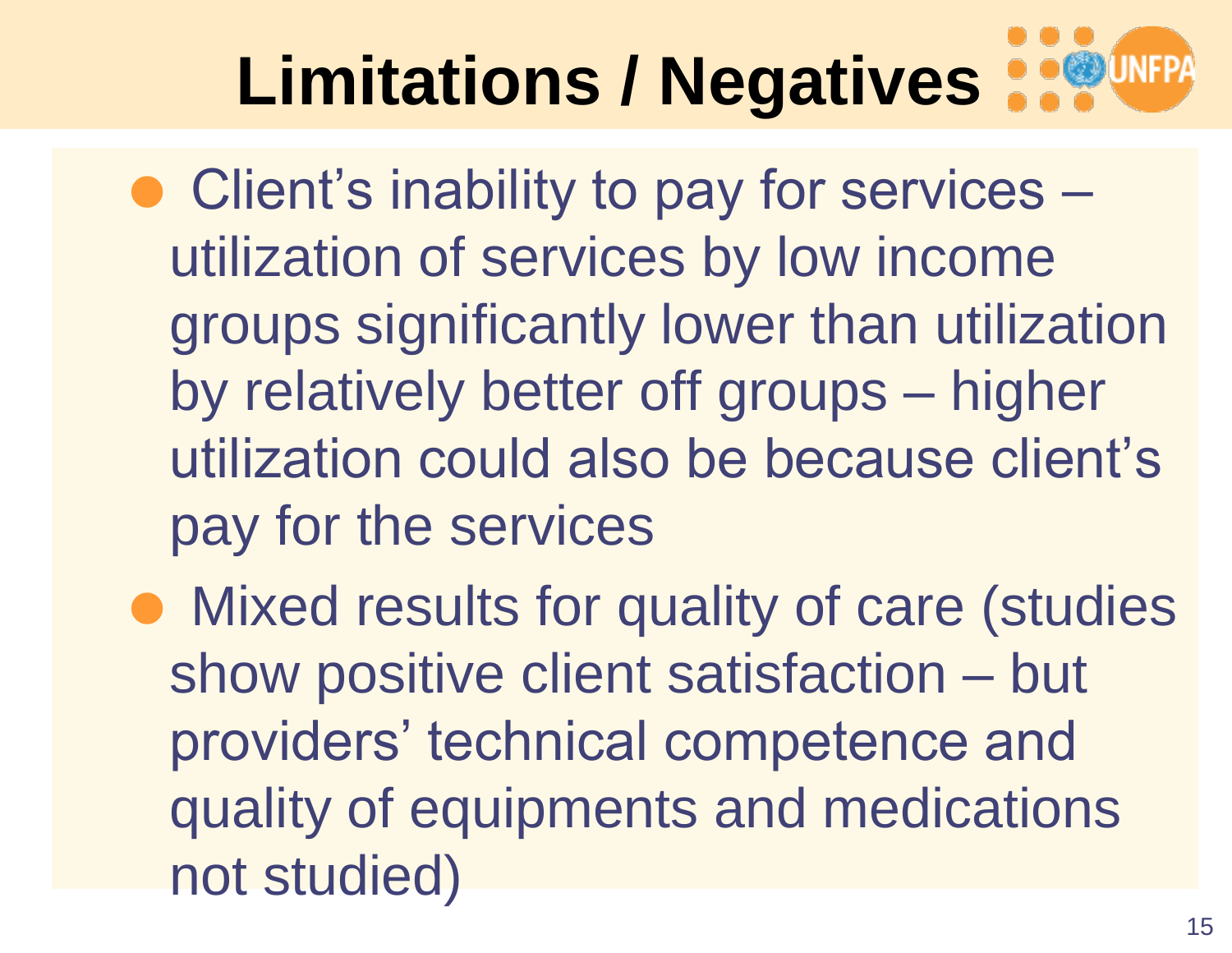# Limitations / Negatives

- Client's inability to pay for services – utilization of services by low income groups significantly lower than utilization by relatively better off groups – higher utilization could also be because client's pay for the services
- Mixed results for quality of care (studies show positive client satisfaction – but providers' technical competence and quality of equipments and medications not studied)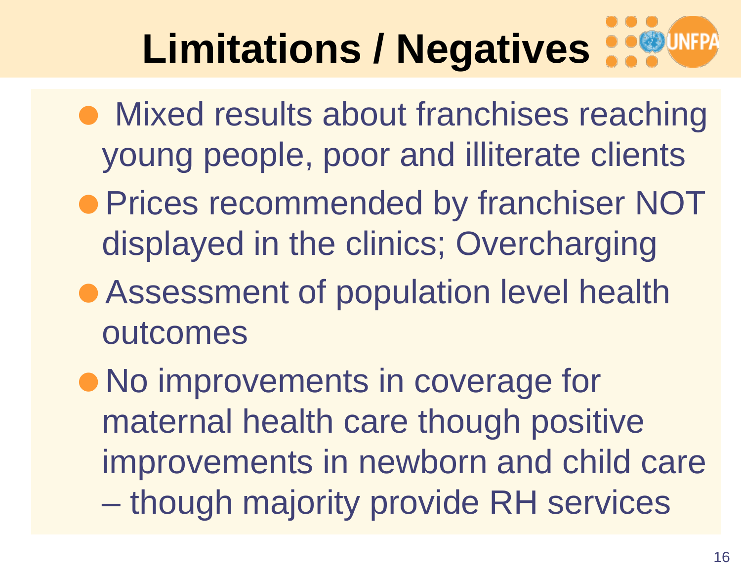# Limitations / Negatives

- Mixed results about franchises reaching young people, poor and illiterate clients
- Prices recommended by franchiser NOT displayed in the clinics; Overcharging
- Assessment of population level health outcomes
- No improvements in coverage for maternal health care though positive improvements in newborn and child care – though majority provide RH services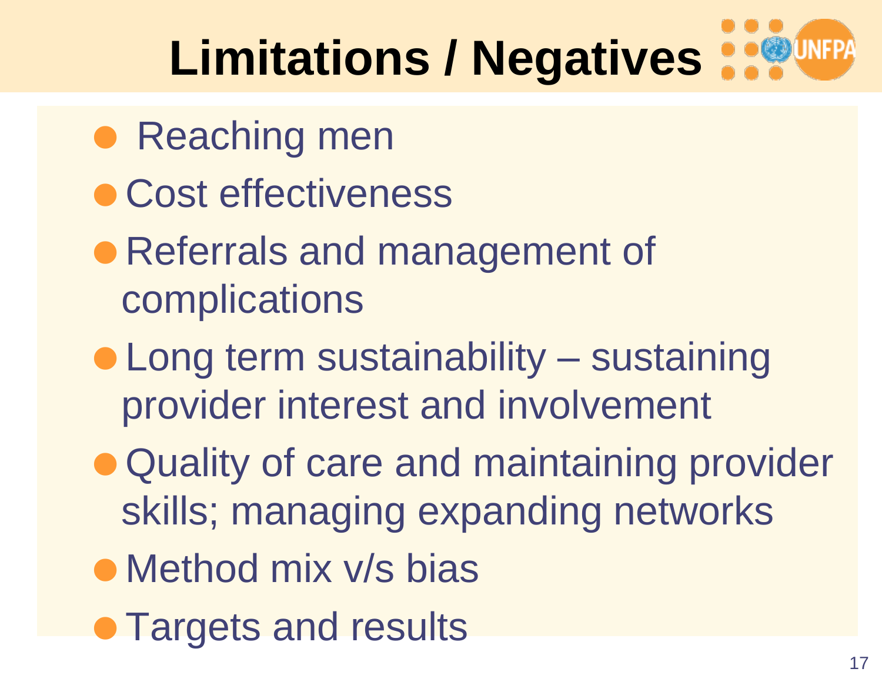# Limitations / Negatives

- Reaching men
- Cost effectiveness
- Referrals and management of complications
- Long term sustainability – sustaining provider interest and involvement
- Quality of care and maintaining provider skills; managing expanding networks
- Method mix v/s bias
- Targets and results